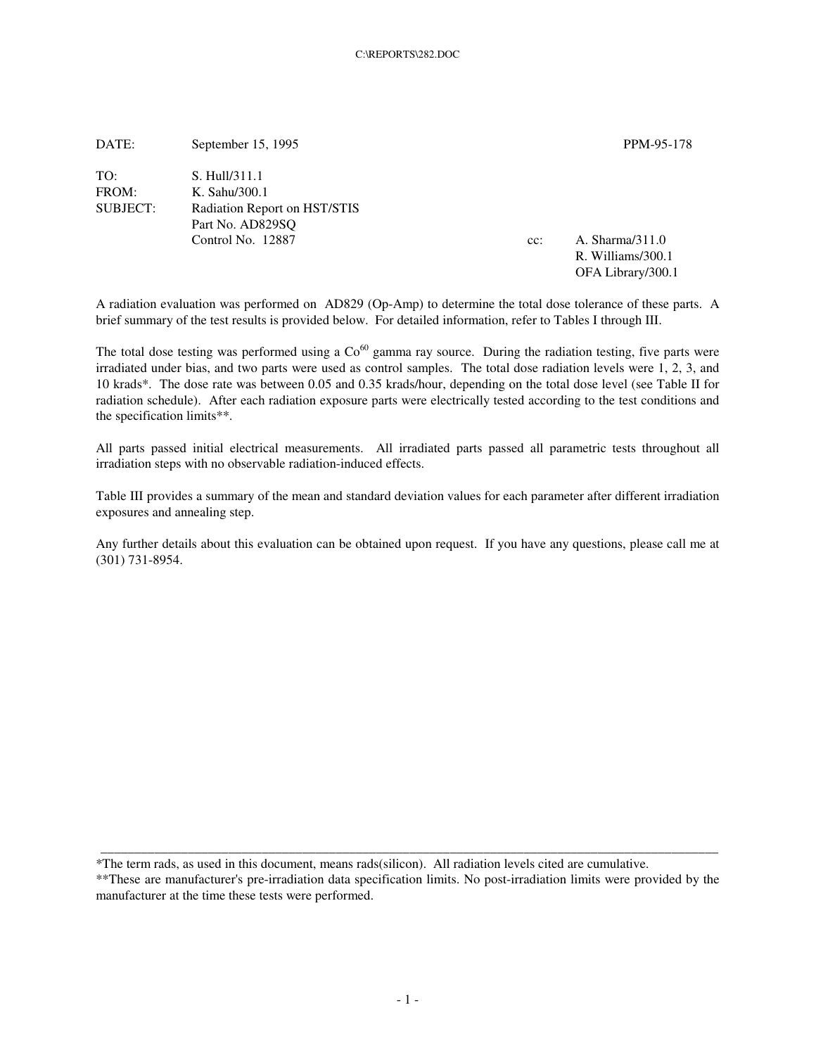DATE: September 15, 1995 PPM-95-178

TO: S. Hull/311.1
FROM: K. Sahu/300.1
SUBJECT: Radiation Report on HST/STIS
Part No. AD829SQ
Control No. 12887

cc: A. Sharma/311.0
R. Williams/300.1
OFA Library/300.1

A radiation evaluation was performed on AD829 (Op-Amp) to determine the total dose tolerance of these parts. A brief summary of the test results is provided below. For detailed information, refer to Tables I through III.

The total dose testing was performed using a $Co^{60}$ gamma ray source. During the radiation testing, five parts were irradiated under bias, and two parts were used as control samples. The total dose radiation levels were 1, 2, 3, and 10 krads*. The dose rate was between 0.05 and 0.35 krads/hour, depending on the total dose level (see Table II for radiation schedule). After each radiation exposure parts were electrically tested according to the test conditions and the specification limits**.

All parts passed initial electrical measurements. All irradiated parts passed all parametric tests throughout all irradiation steps with no observable radiation-induced effects.

Table III provides a summary of the mean and standard deviation values for each parameter after different irradiation exposures and annealing step.

Any further details about this evaluation can be obtained upon request. If you have any questions, please call me at (301) 731-8954.

---

*The term rads, as used in this document, means rads(silicon). All radiation levels cited are cumulative.

**These are manufacturer's pre-irradiation data specification limits. No post-irradiation limits were provided by the manufacturer at the time these tests were performed.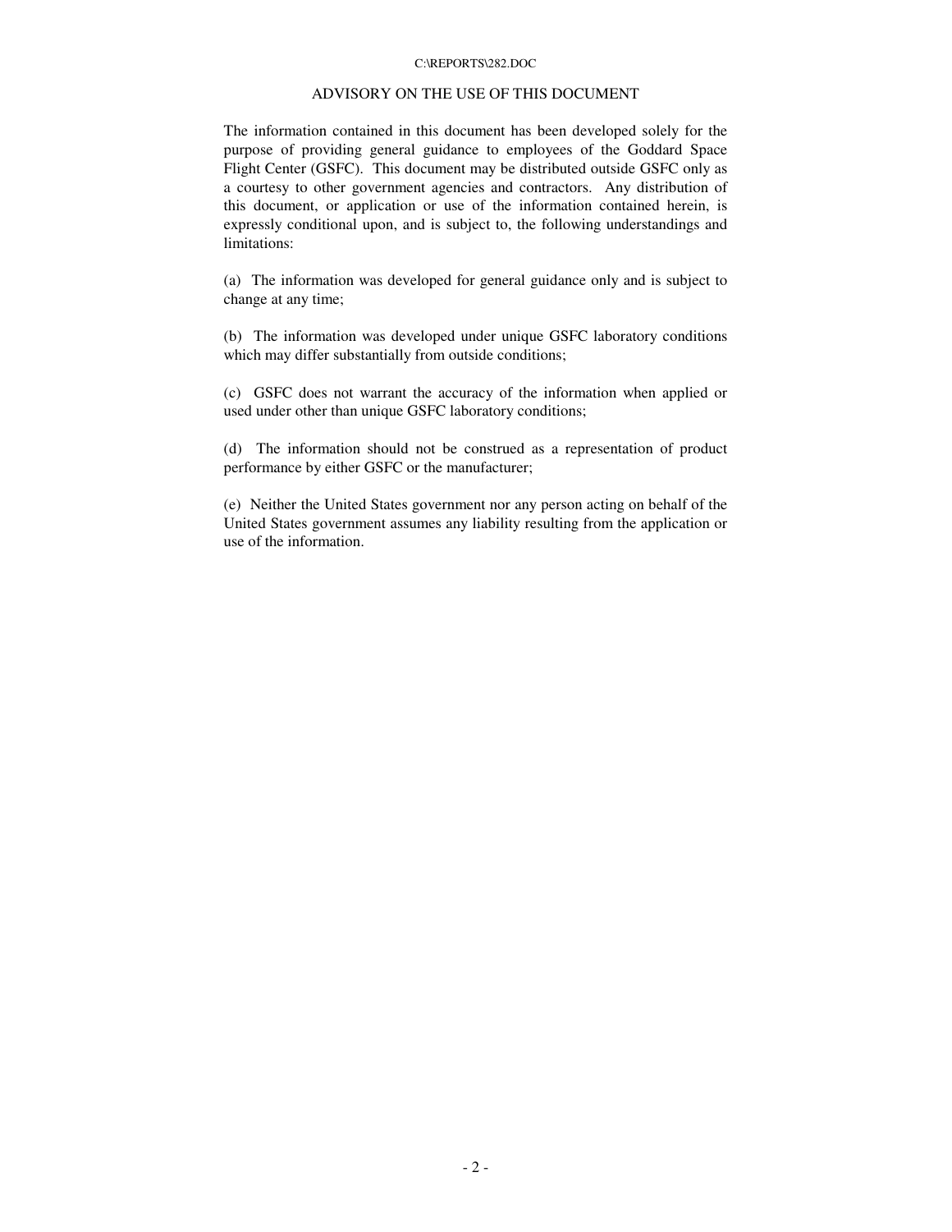## ADVISORY ON THE USE OF THIS DOCUMENT

The information contained in this document has been developed solely for the purpose of providing general guidance to employees of the Goddard Space Flight Center (GSFC). This document may be distributed outside GSFC only as a courtesy to other government agencies and contractors. Any distribution of this document, or application or use of the information contained herein, is expressly conditional upon, and is subject to, the following understandings and limitations:

(a) The information was developed for general guidance only and is subject to change at any time;

(b) The information was developed under unique GSFC laboratory conditions which may differ substantially from outside conditions;

(c) GSFC does not warrant the accuracy of the information when applied or used under other than unique GSFC laboratory conditions;

(d) The information should not be construed as a representation of product performance by either GSFC or the manufacturer;

(e) Neither the United States government nor any person acting on behalf of the United States government assumes any liability resulting from the application or use of the information.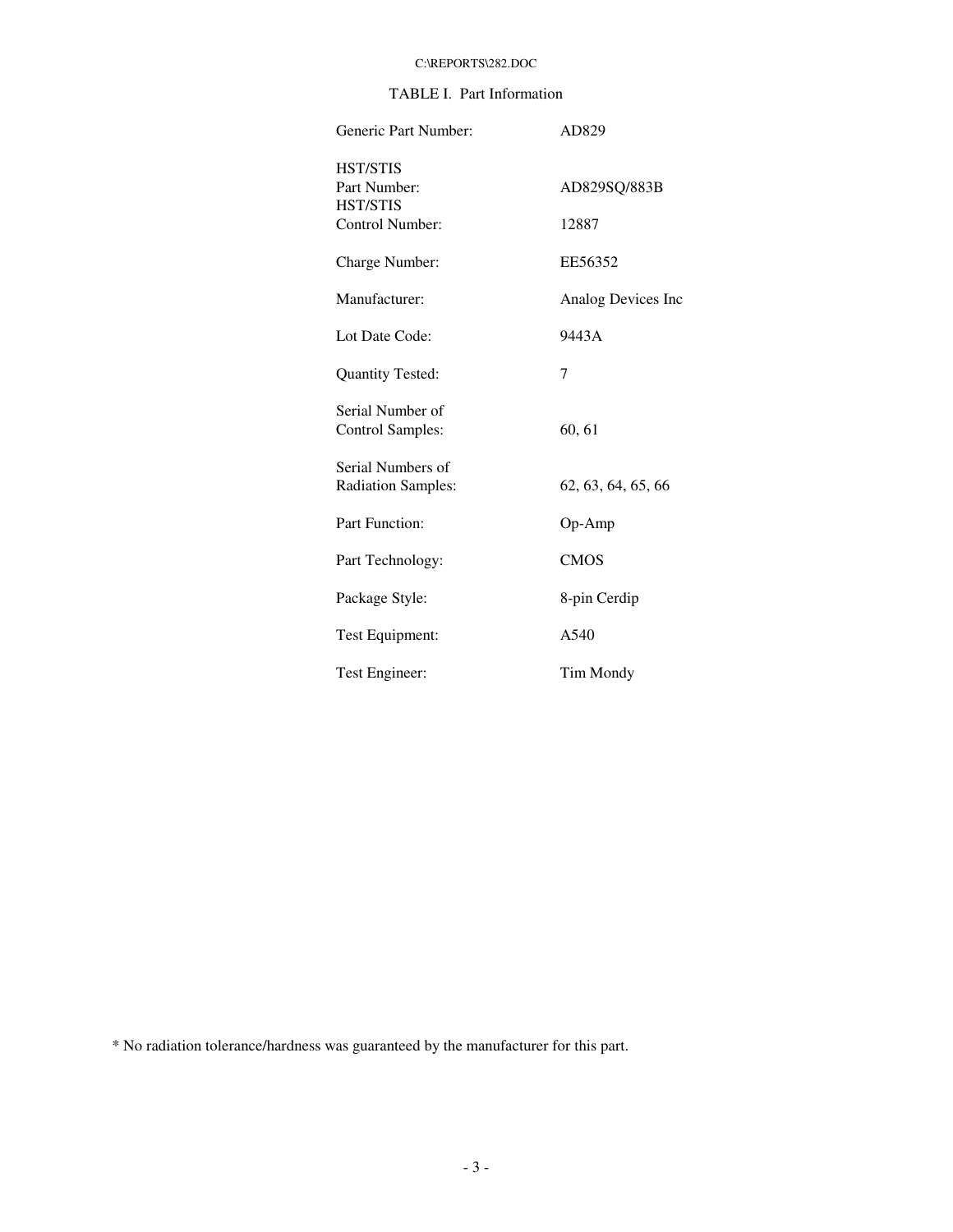TABLE I. Part Information

| | |
|---|---|
| Generic Part Number: | AD829 |
| HST/STIS Part Number: | AD829SQ/883B |
| HST/STIS Control Number: | 12887 |
| Charge Number: | EE56352 |
| Manufacturer: | Analog Devices Inc |
| Lot Date Code: | 9443A |
| Quantity Tested: | 7 |
| Serial Number of Control Samples: | 60, 61 |
| Serial Numbers of Radiation Samples: | 62, 63, 64, 65, 66 |
| Part Function: | Op-Amp |
| Part Technology: | CMOS |
| Package Style: | 8-pin Cerdip |
| Test Equipment: | A540 |
| Test Engineer: | Tim Mondy |

* No radiation tolerance/hardness was guaranteed by the manufacturer for this part.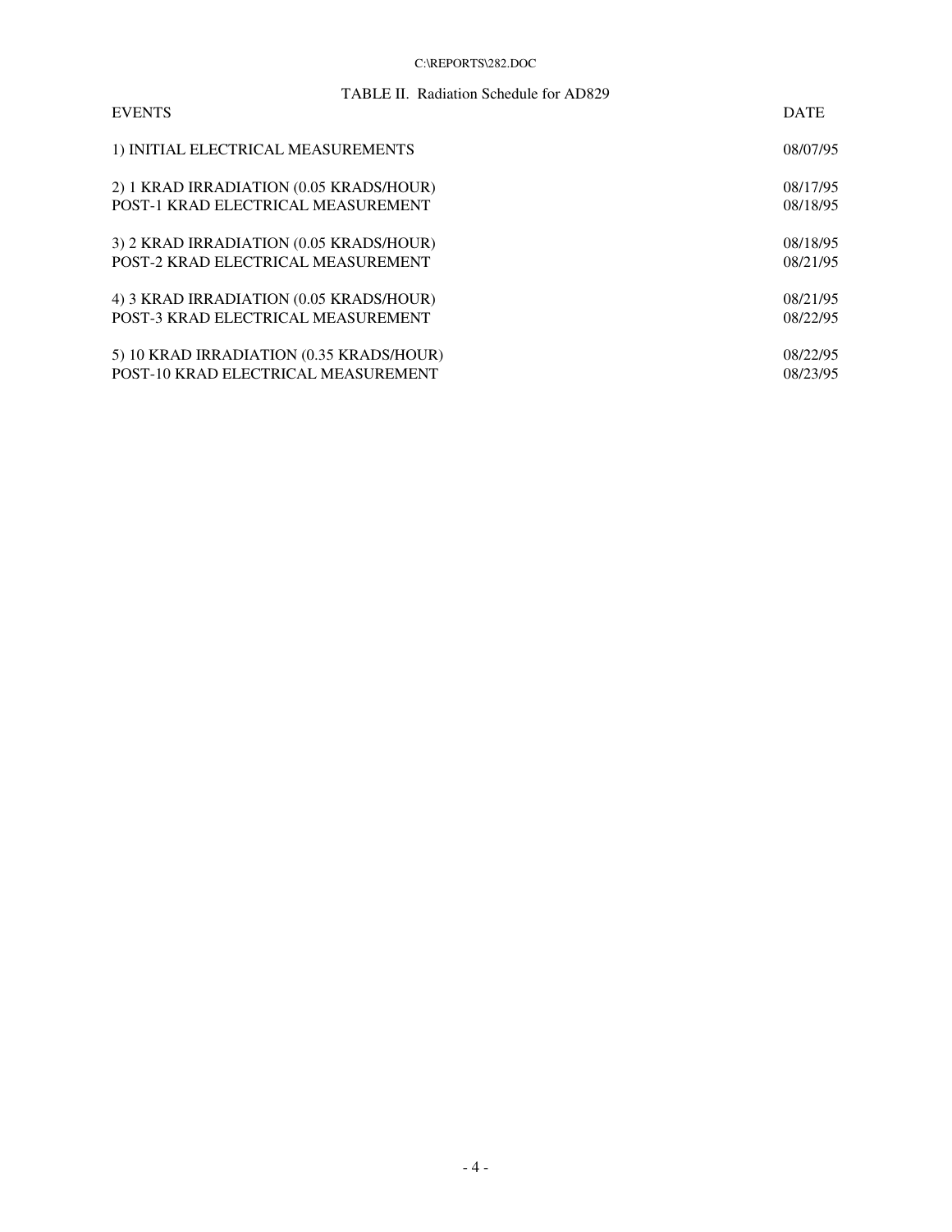TABLE II. Radiation Schedule for AD829

| EVENTS | DATE |
| --- | --- |
| 1) INITIAL ELECTRICAL MEASUREMENTS | 08/07/95 |
| 2) 1 KRAD IRRADIATION (0.05 KRADS/HOUR) | 08/17/95 |
| POST-1 KRAD ELECTRICAL MEASUREMENT | 08/18/95 |
| 3) 2 KRAD IRRADIATION (0.05 KRADS/HOUR) | 08/18/95 |
| POST-2 KRAD ELECTRICAL MEASUREMENT | 08/21/95 |
| 4) 3 KRAD IRRADIATION (0.05 KRADS/HOUR) | 08/21/95 |
| POST-3 KRAD ELECTRICAL MEASUREMENT | 08/22/95 |
| 5) 10 KRAD IRRADIATION (0.35 KRADS/HOUR) | 08/22/95 |
| POST-10 KRAD ELECTRICAL MEASUREMENT | 08/23/95 |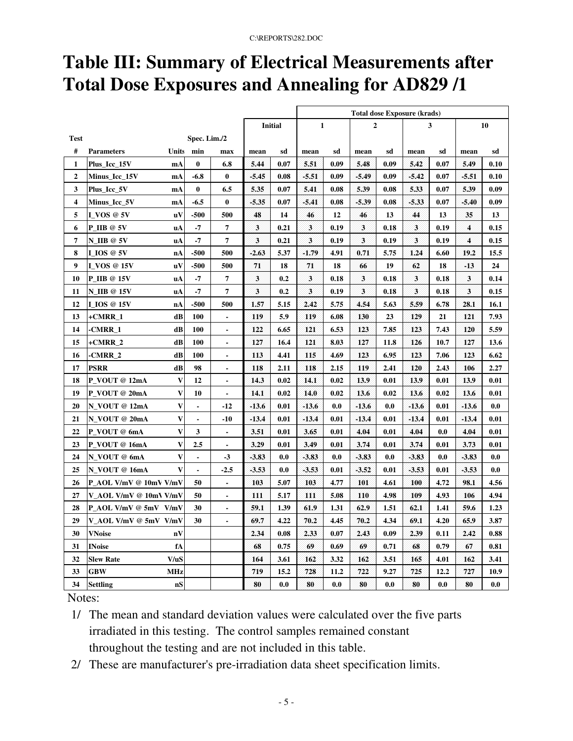# Table III: Summary of Electrical Measurements after Total Dose Exposures and Annealing for AD829 /1

| | | | | | | | Total dose Exposure (krads) | | | | | | | |
|---|---|---|---|---|---|---|---|---|---|---|---|---|---|---|
| | | | | | Initial | | 1 | | 2 | | 3 | | 10 | |
| Test | | | Spec. Lim./2 | | | | | | | | | | | |
| # | Parameters | Units | min | max | mean | sd | mean | sd | mean | sd | mean | sd | mean | sd |
| 1 | Plus_Icc_15V | mA | 0 | 6.8 | 5.44 | 0.07 | 5.51 | 0.09 | 5.48 | 0.09 | 5.42 | 0.07 | 5.49 | 0.10 |
| 2 | Minus_Icc_15V | mA | -6.8 | 0 | -5.45 | 0.08 | -5.51 | 0.09 | -5.49 | 0.09 | -5.42 | 0.07 | -5.51 | 0.10 |
| 3 | Plus_Icc_5V | mA | 0 | 6.5 | 5.35 | 0.07 | 5.41 | 0.08 | 5.39 | 0.08 | 5.33 | 0.07 | 5.39 | 0.09 |
| 4 | Minus_Icc_5V | mA | -6.5 | 0 | -5.35 | 0.07 | -5.41 | 0.08 | -5.39 | 0.08 | -5.33 | 0.07 | -5.40 | 0.09 |
| 5 | I_VOS @ 5V | uV | -500 | 500 | 48 | 14 | 46 | 12 | 46 | 13 | 44 | 13 | 35 | 13 |
| 6 | P_IIB @ 5V | uA | -7 | 7 | 3 | 0.21 | 3 | 0.19 | 3 | 0.18 | 3 | 0.19 | 4 | 0.15 |
| 7 | N_IIB @ 5V | uA | -7 | 7 | 3 | 0.21 | 3 | 0.19 | 3 | 0.19 | 3 | 0.19 | 4 | 0.15 |
| 8 | I_IOS @ 5V | nA | -500 | 500 | -2.63 | 5.37 | -1.79 | 4.91 | 0.71 | 5.75 | 1.24 | 6.60 | 19.2 | 15.5 |
| 9 | I_VOS @ 15V | uV | -500 | 500 | 71 | 18 | 71 | 18 | 66 | 19 | 62 | 18 | -13 | 24 |
| 10 | P_IIB @ 15V | uA | -7 | 7 | 3 | 0.2 | 3 | 0.18 | 3 | 0.18 | 3 | 0.18 | 3 | 0.14 |
| 11 | N_IIB @ 15V | uA | -7 | 7 | 3 | 0.2 | 3 | 0.19 | 3 | 0.18 | 3 | 0.18 | 3 | 0.15 |
| 12 | I_IOS @ 15V | nA | -500 | 500 | 1.57 | 5.15 | 2.42 | 5.75 | 4.54 | 5.63 | 5.59 | 6.78 | 28.1 | 16.1 |
| 13 | +CMRR_1 | dB | 100 | - | 119 | 5.9 | 119 | 6.08 | 130 | 23 | 129 | 21 | 121 | 7.93 |
| 14 | -CMRR_1 | dB | 100 | - | 122 | 6.65 | 121 | 6.53 | 123 | 7.85 | 123 | 7.43 | 120 | 5.59 |
| 15 | +CMRR_2 | dB | 100 | - | 127 | 16.4 | 121 | 8.03 | 127 | 11.8 | 126 | 10.7 | 127 | 13.6 |
| 16 | -CMRR_2 | dB | 100 | - | 113 | 4.41 | 115 | 4.69 | 123 | 6.95 | 123 | 7.06 | 123 | 6.62 |
| 17 | PSRR | dB | 98 | - | 118 | 2.11 | 118 | 2.15 | 119 | 2.41 | 120 | 2.43 | 106 | 2.27 |
| 18 | P_VOUT @ 12mA | V | 12 | - | 14.3 | 0.02 | 14.1 | 0.02 | 13.9 | 0.01 | 13.9 | 0.01 | 13.9 | 0.01 |
| 19 | P_VOUT @ 20mA | V | 10 | - | 14.1 | 0.02 | 14.0 | 0.02 | 13.6 | 0.02 | 13.6 | 0.02 | 13.6 | 0.01 |
| 20 | N_VOUT @ 12mA | V | - | -12 | -13.6 | 0.01 | -13.6 | 0.0 | -13.6 | 0.0 | -13.6 | 0.01 | -13.6 | 0.0 |
| 21 | N_VOUT @ 20mA | V | - | -10 | -13.4 | 0.01 | -13.4 | 0.01 | -13.4 | 0.01 | -13.4 | 0.01 | -13.4 | 0.01 |
| 22 | P_VOUT @ 6mA | V | 3 | - | 3.51 | 0.01 | 3.65 | 0.01 | 4.04 | 0.01 | 4.04 | 0.0 | 4.04 | 0.01 |
| 23 | P_VOUT @ 16mA | V | 2.5 | - | 3.29 | 0.01 | 3.49 | 0.01 | 3.74 | 0.01 | 3.74 | 0.01 | 3.73 | 0.01 |
| 24 | N_VOUT @ 6mA | V | - | -3 | -3.83 | 0.0 | -3.83 | 0.0 | -3.83 | 0.0 | -3.83 | 0.0 | -3.83 | 0.0 |
| 25 | N_VOUT @ 16mA | V | - | -2.5 | -3.53 | 0.0 | -3.53 | 0.01 | -3.52 | 0.01 | -3.53 | 0.01 | -3.53 | 0.0 |
| 26 | P_AOL V/mV @ 10mV | V/mV | 50 | - | 103 | 5.07 | 103 | 4.77 | 101 | 4.61 | 100 | 4.72 | 98.1 | 4.56 |
| 27 | V_AOL V/mV @ 10mV | V/mV | 50 | - | 111 | 5.17 | 111 | 5.08 | 110 | 4.98 | 109 | 4.93 | 106 | 4.94 |
| 28 | P_AOL V/mV @ 5mV | V/mV | 30 | - | 59.1 | 1.39 | 61.9 | 1.31 | 62.9 | 1.51 | 62.1 | 1.41 | 59.6 | 1.23 |
| 29 | V_AOL V/mV @ 5mV | V/mV | 30 | - | 69.7 | 4.22 | 70.2 | 4.45 | 70.2 | 4.34 | 69.1 | 4.20 | 65.9 | 3.87 |
| 30 | VNoise | nV | | | 2.34 | 0.08 | 2.33 | 0.07 | 2.43 | 0.09 | 2.39 | 0.11 | 2.42 | 0.88 |
| 31 | INoise | fA | | | 68 | 0.75 | 69 | 0.69 | 69 | 0.71 | 68 | 0.79 | 67 | 0.81 |
| 32 | Slew Rate | V/uS | | | 164 | 3.61 | 162 | 3.32 | 162 | 3.51 | 165 | 4.01 | 162 | 3.41 |
| 33 | GBW | MHz | | | 719 | 15.2 | 728 | 11.2 | 722 | 9.27 | 725 | 12.2 | 727 | 10.9 |
| 34 | Settling | nS | | | 80 | 0.0 | 80 | 0.0 | 80 | 0.0 | 80 | 0.0 | 80 | 0.0 |

Notes:

1/ The mean and standard deviation values were calculated over the five parts irradiated in this testing. The control samples remained constant throughout the testing and are not included in this table.

2/ These are manufacturer's pre-irradiation data sheet specification limits.